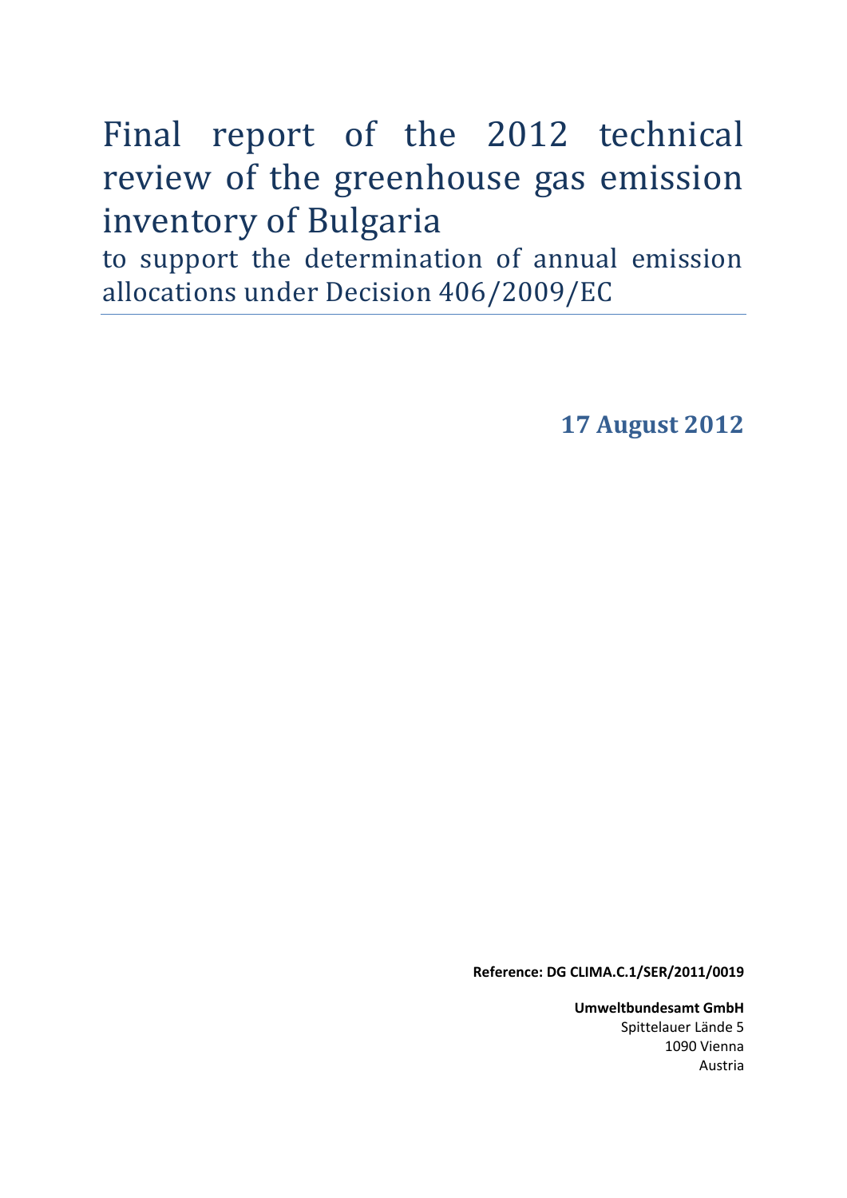# Final report of the 2012 technical review of the greenhouse gas emission inventory of Bulgaria

## to support the determination of annual emission allocations under Decision 406/2009/EC

**17 August 2012**

**Reference: DG CLIMA.C.1/SER/2011/0019**

**Umweltbundesamt GmbH**
Spittelauer Lände 5
1090 Vienna
Austria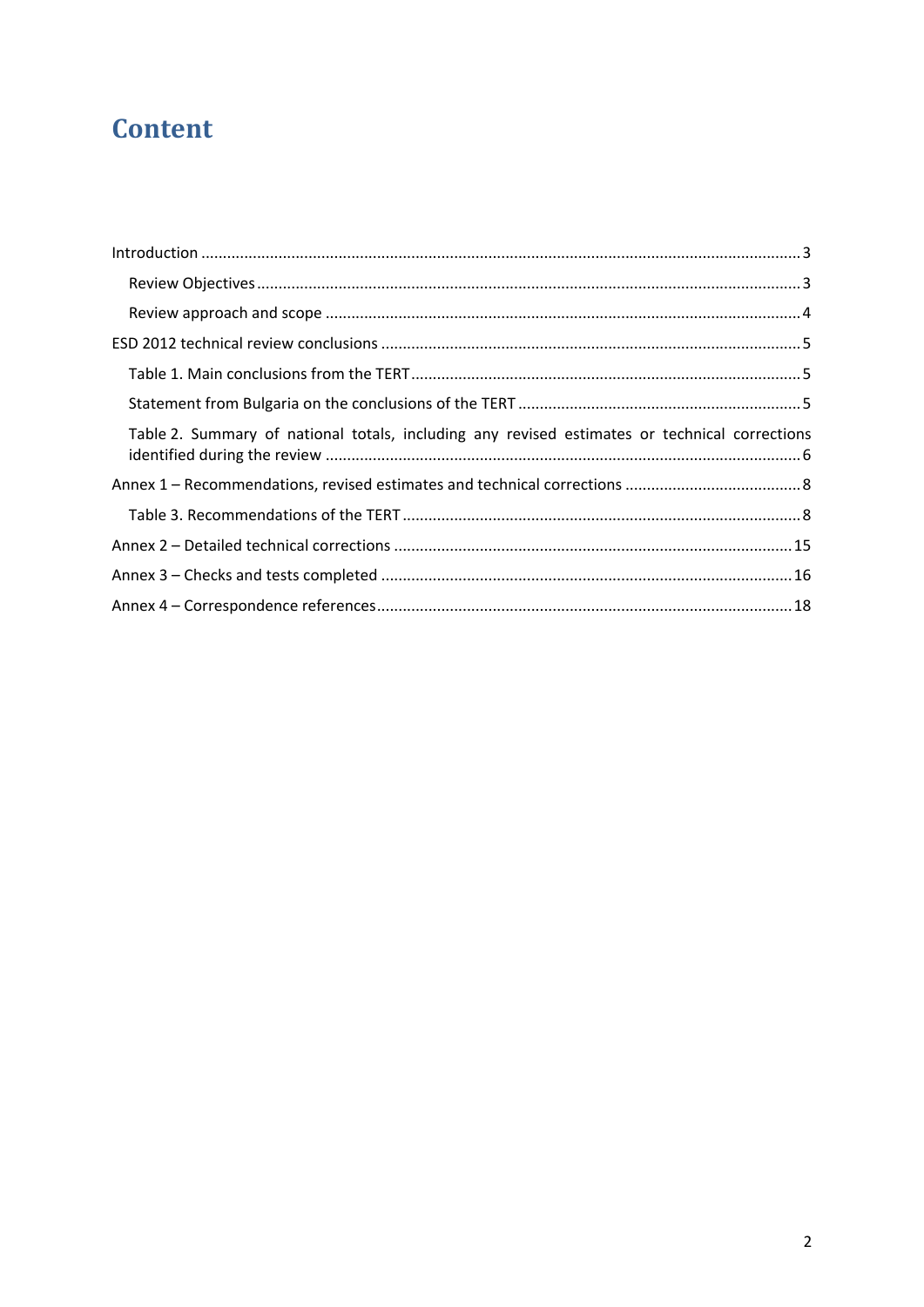# Content

- Introduction ........................................................................................................................................ 3
  - Review Objectives ............................................................................................................................ 3
  - Review approach and scope ............................................................................................................. 4
- ESD 2012 technical review conclusions ................................................................................................ 5
  - Table 1. Main conclusions from the TERT .......................................................................................... 5
  - Statement from Bulgaria on the conclusions of the TERT ................................................................. 5
  - Table 2. Summary of national totals, including any revised estimates or technical corrections identified during the review ............................................................................................................. 6
- Annex 1 – Recommendations, revised estimates and technical corrections ......................................... 8
  - Table 3. Recommendations of the TERT ............................................................................................ 8
- Annex 2 – Detailed technical corrections ............................................................................................ 15
- Annex 3 – Checks and tests completed ............................................................................................... 16
- Annex 4 – Correspondence references ................................................................................................ 18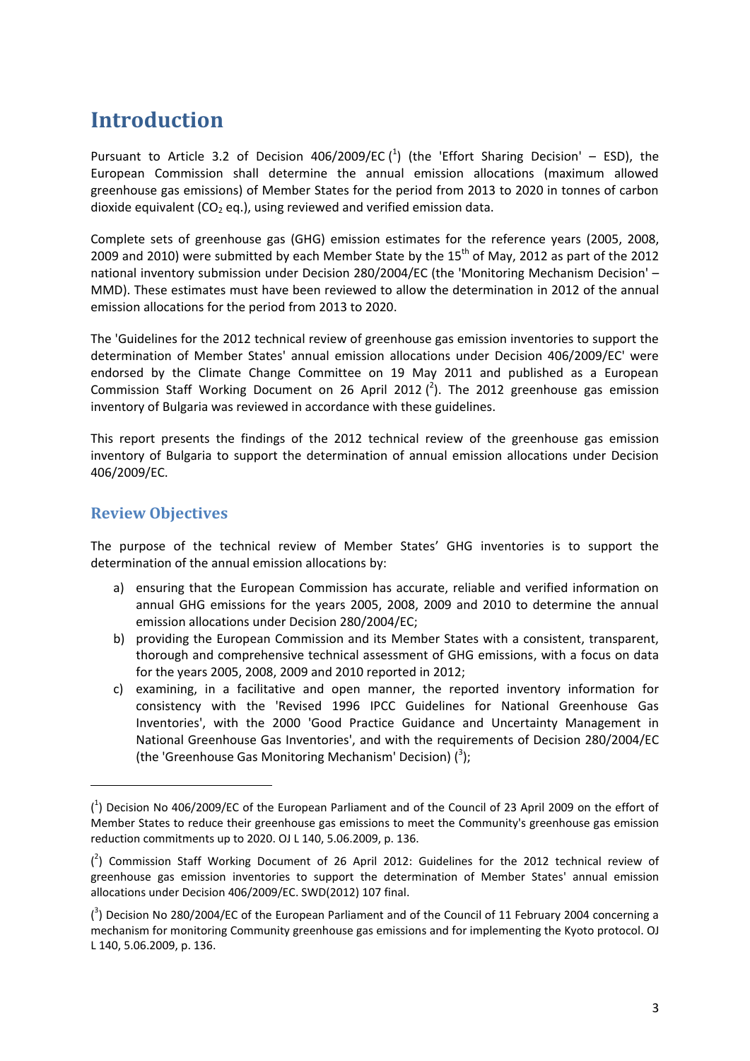# Introduction

Pursuant to Article 3.2 of Decision 406/2009/EC ([1]) (the 'Effort Sharing Decision' – ESD), the European Commission shall determine the annual emission allocations (maximum allowed greenhouse gas emissions) of Member States for the period from 2013 to 2020 in tonnes of carbon dioxide equivalent ($CO_2$ eq.), using reviewed and verified emission data.

Complete sets of greenhouse gas (GHG) emission estimates for the reference years (2005, 2008, 2009 and 2010) were submitted by each Member State by the 15th of May, 2012 as part of the 2012 national inventory submission under Decision 280/2004/EC (the 'Monitoring Mechanism Decision' – MMD). These estimates must have been reviewed to allow the determination in 2012 of the annual emission allocations for the period from 2013 to 2020.

The 'Guidelines for the 2012 technical review of greenhouse gas emission inventories to support the determination of Member States' annual emission allocations under Decision 406/2009/EC' were endorsed by the Climate Change Committee on 19 May 2011 and published as a European Commission Staff Working Document on 26 April 2012 ([2]). The 2012 greenhouse gas emission inventory of Bulgaria was reviewed in accordance with these guidelines.

This report presents the findings of the 2012 technical review of the greenhouse gas emission inventory of Bulgaria to support the determination of annual emission allocations under Decision 406/2009/EC.

## Review Objectives

The purpose of the technical review of Member States' GHG inventories is to support the determination of the annual emission allocations by:

a) ensuring that the European Commission has accurate, reliable and verified information on annual GHG emissions for the years 2005, 2008, 2009 and 2010 to determine the annual emission allocations under Decision 280/2004/EC;
b) providing the European Commission and its Member States with a consistent, transparent, thorough and comprehensive technical assessment of GHG emissions, with a focus on data for the years 2005, 2008, 2009 and 2010 reported in 2012;
c) examining, in a facilitative and open manner, the reported inventory information for consistency with the 'Revised 1996 IPCC Guidelines for National Greenhouse Gas Inventories', with the 2000 'Good Practice Guidance and Uncertainty Management in National Greenhouse Gas Inventories', and with the requirements of Decision 280/2004/EC (the 'Greenhouse Gas Monitoring Mechanism' Decision) ([3]);

---

([1]) Decision No 406/2009/EC of the European Parliament and of the Council of 23 April 2009 on the effort of Member States to reduce their greenhouse gas emissions to meet the Community's greenhouse gas emission reduction commitments up to 2020. OJ L 140, 5.06.2009, p. 136.

([2]) Commission Staff Working Document of 26 April 2012: Guidelines for the 2012 technical review of greenhouse gas emission inventories to support the determination of Member States' annual emission allocations under Decision 406/2009/EC. SWD(2012) 107 final.

([3]) Decision No 280/2004/EC of the European Parliament and of the Council of 11 February 2004 concerning a mechanism for monitoring Community greenhouse gas emissions and for implementing the Kyoto protocol. OJ L 140, 5.06.2009, p. 136.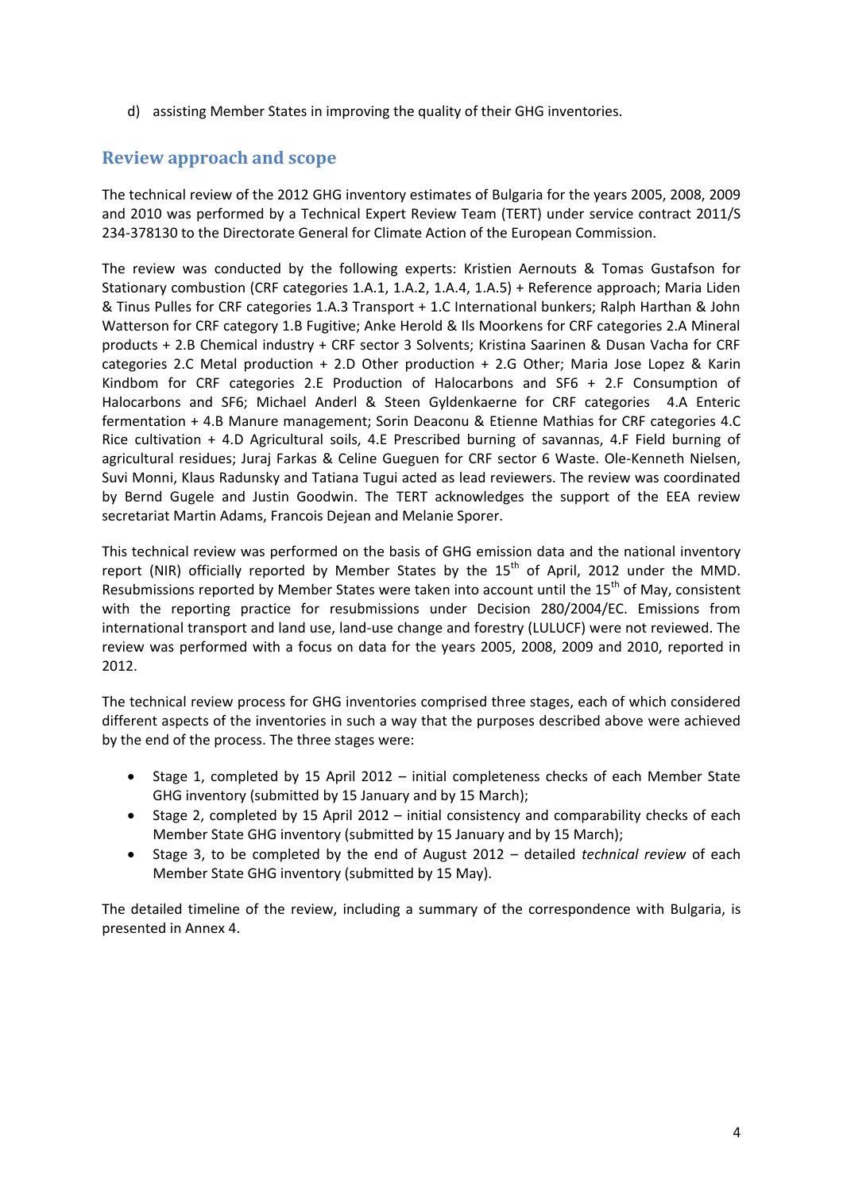d) assisting Member States in improving the quality of their GHG inventories.

## Review approach and scope

The technical review of the 2012 GHG inventory estimates of Bulgaria for the years 2005, 2008, 2009 and 2010 was performed by a Technical Expert Review Team (TERT) under service contract 2011/S 234-378130 to the Directorate General for Climate Action of the European Commission.

The review was conducted by the following experts: Kristien Aernouts & Tomas Gustafson for Stationary combustion (CRF categories 1.A.1, 1.A.2, 1.A.4, 1.A.5) + Reference approach; Maria Liden & Tinus Pulles for CRF categories 1.A.3 Transport + 1.C International bunkers; Ralph Harthan & John Watterson for CRF category 1.B Fugitive; Anke Herold & Ils Moorkens for CRF categories 2.A Mineral products + 2.B Chemical industry + CRF sector 3 Solvents; Kristina Saarinen & Dusan Vacha for CRF categories 2.C Metal production + 2.D Other production + 2.G Other; Maria Jose Lopez & Karin Kindbom for CRF categories 2.E Production of Halocarbons and SF6 + 2.F Consumption of Halocarbons and SF6; Michael Anderl & Steen Gyldenkaerne for CRF categories 4.A Enteric fermentation + 4.B Manure management; Sorin Deaconu & Etienne Mathias for CRF categories 4.C Rice cultivation + 4.D Agricultural soils, 4.E Prescribed burning of savannas, 4.F Field burning of agricultural residues; Juraj Farkas & Celine Gueguen for CRF sector 6 Waste. Ole-Kenneth Nielsen, Suvi Monni, Klaus Radunsky and Tatiana Tugui acted as lead reviewers. The review was coordinated by Bernd Gugele and Justin Goodwin. The TERT acknowledges the support of the EEA review secretariat Martin Adams, Francois Dejean and Melanie Sporer.

This technical review was performed on the basis of GHG emission data and the national inventory report (NIR) officially reported by Member States by the 15th of April, 2012 under the MMD. Resubmissions reported by Member States were taken into account until the 15th of May, consistent with the reporting practice for resubmissions under Decision 280/2004/EC. Emissions from international transport and land use, land-use change and forestry (LULUCF) were not reviewed. The review was performed with a focus on data for the years 2005, 2008, 2009 and 2010, reported in 2012.

The technical review process for GHG inventories comprised three stages, each of which considered different aspects of the inventories in such a way that the purposes described above were achieved by the end of the process. The three stages were:

- Stage 1, completed by 15 April 2012 – initial completeness checks of each Member State GHG inventory (submitted by 15 January and by 15 March);
- Stage 2, completed by 15 April 2012 – initial consistency and comparability checks of each Member State GHG inventory (submitted by 15 January and by 15 March);
- Stage 3, to be completed by the end of August 2012 – detailed *technical review* of each Member State GHG inventory (submitted by 15 May).

The detailed timeline of the review, including a summary of the correspondence with Bulgaria, is presented in Annex 4.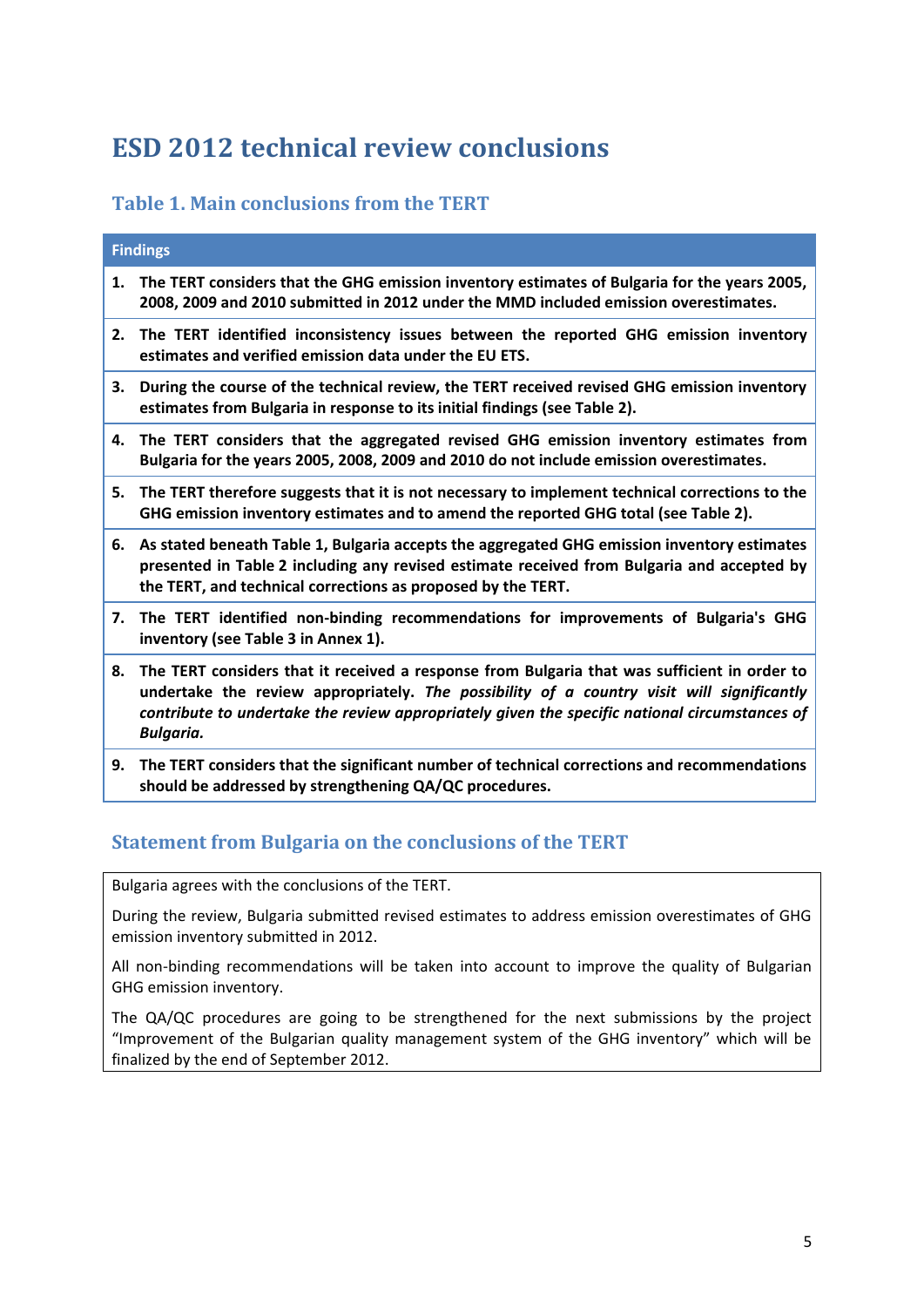# ESD 2012 technical review conclusions

## Table 1. Main conclusions from the TERT

| Findings |
|---|
| **1. The TERT considers that the GHG emission inventory estimates of Bulgaria for the years 2005, 2008, 2009 and 2010 submitted in 2012 under the MMD included emission overestimates.** |
| **2. The TERT identified inconsistency issues between the reported GHG emission inventory estimates and verified emission data under the EU ETS.** |
| **3. During the course of the technical review, the TERT received revised GHG emission inventory estimates from Bulgaria in response to its initial findings (see Table 2).** |
| **4. The TERT considers that the aggregated revised GHG emission inventory estimates from Bulgaria for the years 2005, 2008, 2009 and 2010 do not include emission overestimates.** |
| **5. The TERT therefore suggests that it is not necessary to implement technical corrections to the GHG emission inventory estimates and to amend the reported GHG total (see Table 2).** |
| **6. As stated beneath Table 1, Bulgaria accepts the aggregated GHG emission inventory estimates presented in Table 2 including any revised estimate received from Bulgaria and accepted by the TERT, and technical corrections as proposed by the TERT.** |
| **7. The TERT identified non-binding recommendations for improvements of Bulgaria's GHG inventory (see Table 3 in Annex 1).** |
| **8. The TERT considers that it received a response from Bulgaria that was sufficient in order to undertake the review appropriately.** ***The possibility of a country visit will significantly contribute to undertake the review appropriately given the specific national circumstances of Bulgaria.*** |
| **9. The TERT considers that the significant number of technical corrections and recommendations should be addressed by strengthening QA/QC procedures.** |

## Statement from Bulgaria on the conclusions of the TERT

Bulgaria agrees with the conclusions of the TERT.

During the review, Bulgaria submitted revised estimates to address emission overestimates of GHG emission inventory submitted in 2012.

All non-binding recommendations will be taken into account to improve the quality of Bulgarian GHG emission inventory.

The QA/QC procedures are going to be strengthened for the next submissions by the project "Improvement of the Bulgarian quality management system of the GHG inventory" which will be finalized by the end of September 2012.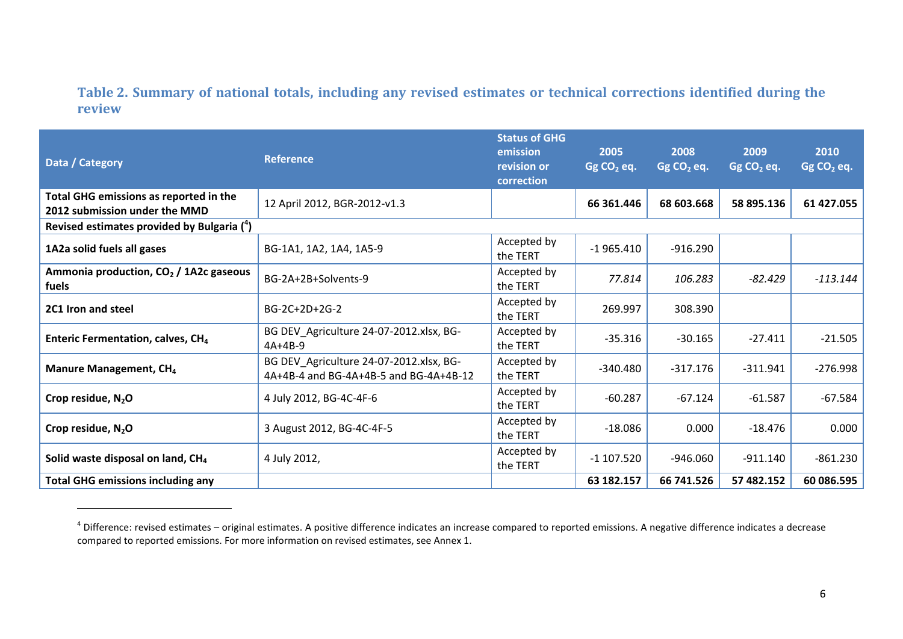### Table 2. Summary of national totals, including any revised estimates or technical corrections identified during the review

| Data / Category | Reference | Status of GHG emission revision or correction | 2005 Gg $CO_2$ eq. | 2008 Gg $CO_2$ eq. | 2009 Gg $CO_2$ eq. | 2010 Gg $CO_2$ eq. |
|---|---|---|---|---|---|---|
| **Total GHG emissions as reported in the 2012 submission under the MMD** | 12 April 2012, BGR-2012-v1.3 | | **66 361.446** | **68 603.668** | **58 895.136** | **61 427.055** |
| **Revised estimates provided by Bulgaria ([4])** | | | | | | |
| **1A2a solid fuels all gases** | BG-1A1, 1A2, 1A4, 1A5-9 | Accepted by the TERT | -1 965.410 | -916.290 | | |
| **Ammonia production, $CO_2$ / 1A2c gaseous fuels** | BG-2A+2B+Solvents-9 | Accepted by the TERT | *77.814* | *106.283* | *-82.429* | *-113.144* |
| **2C1 Iron and steel** | BG-2C+2D+2G-2 | Accepted by the TERT | 269.997 | 308.390 | | |
| **Enteric Fermentation, calves, $CH_4$** | BG DEV_Agriculture 24-07-2012.xlsx, BG-4A+4B-9 | Accepted by the TERT | -35.316 | -30.165 | -27.411 | -21.505 |
| **Manure Management, $CH_4$** | BG DEV_Agriculture 24-07-2012.xlsx, BG-4A+4B-4 and BG-4A+4B-5 and BG-4A+4B-12 | Accepted by the TERT | -340.480 | -317.176 | -311.941 | -276.998 |
| **Crop residue, $N_2O$** | 4 July 2012, BG-4C-4F-6 | Accepted by the TERT | -60.287 | -67.124 | -61.587 | -67.584 |
| **Crop residue, $N_2O$** | 3 August 2012, BG-4C-4F-5 | Accepted by the TERT | -18.086 | 0.000 | -18.476 | 0.000 |
| **Solid waste disposal on land, $CH_4$** | 4 July 2012, | Accepted by the TERT | -1 107.520 | -946.060 | -911.140 | -861.230 |
| **Total GHG emissions including any** | | | **63 182.157** | **66 741.526** | **57 482.152** | **60 086.595** |

[4] Difference: revised estimates – original estimates. A positive difference indicates an increase compared to reported emissions. A negative difference indicates a decrease compared to reported emissions. For more information on revised estimates, see Annex 1.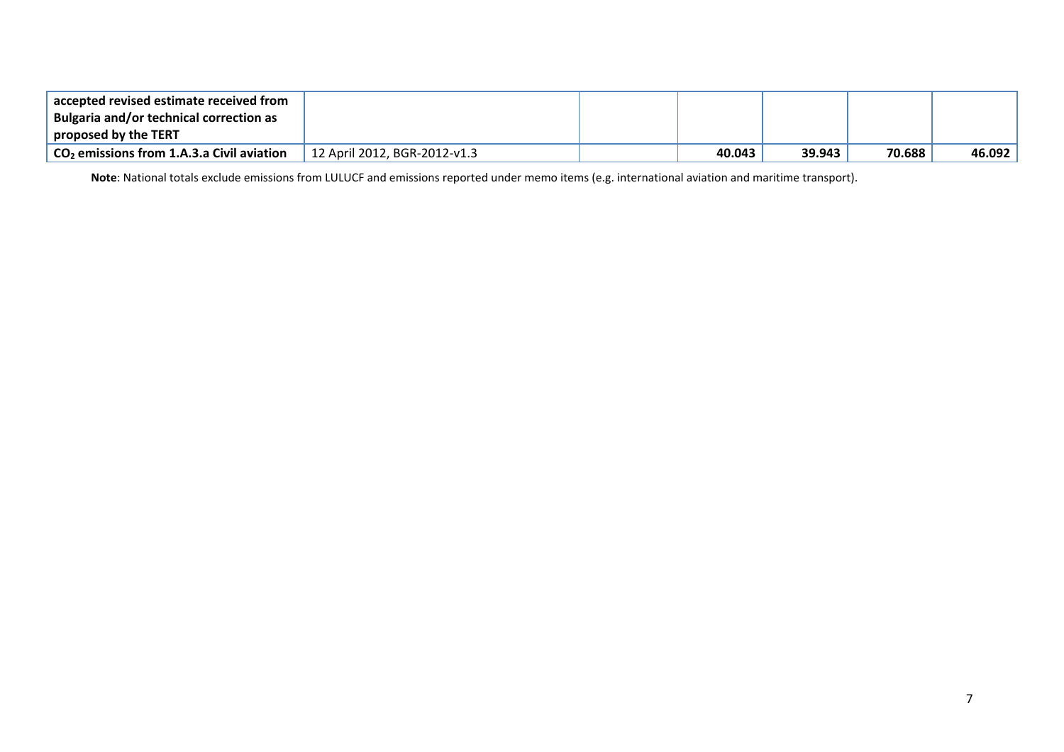| | | | | | | |
|---|---|---|---|---|---|---|
| **accepted revised estimate received from Bulgaria and/or technical correction as proposed by the TERT** | | | | | | |
| **$CO_2$ emissions from 1.A.3.a Civil aviation** | 12 April 2012, BGR-2012-v1.3 | | **40.043** | **39.943** | **70.688** | **46.092** |

**Note**: National totals exclude emissions from LULUCF and emissions reported under memo items (e.g. international aviation and maritime transport).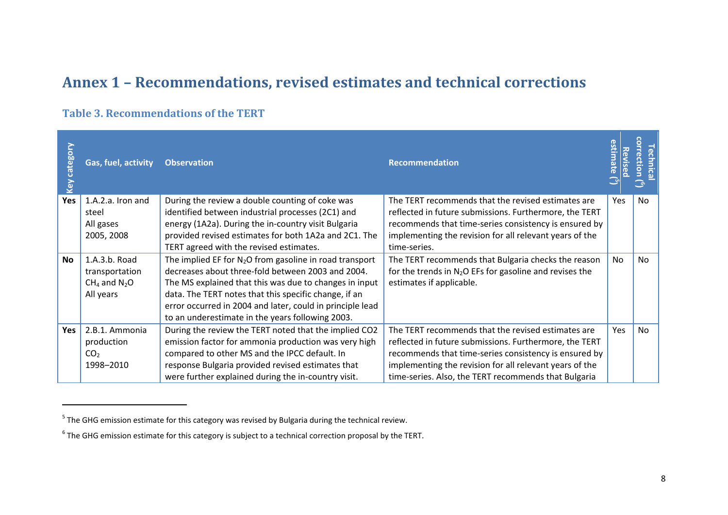# Annex 1 – Recommendations, revised estimates and technical corrections

## Table 3. Recommendations of the TERT

| Key category | Gas, fuel, activity | Observation | Recommendation | Revised estimate [5] | Technical correction [6] |
|---|---|---|---|---|---|
| **Yes** | 1.A.2.a. Iron and steel<br>All gases<br>2005, 2008 | During the review a double counting of coke was identified between industrial processes (2C1) and energy (1A2a). During the in-country visit Bulgaria provided revised estimates for both 1A2a and 2C1. The TERT agreed with the revised estimates. | The TERT recommends that the revised estimates are reflected in future submissions. Furthermore, the TERT recommends that time-series consistency is ensured by implementing the revision for all relevant years of the time-series. | Yes | No |
| **No** | 1.A.3.b. Road transportation<br>$CH_4$ and $N_2O$<br>All years | The implied EF for $N_2O$ from gasoline in road transport decreases about three-fold between 2003 and 2004. The MS explained that this was due to changes in input data. The TERT notes that this specific change, if an error occurred in 2004 and later, could in principle lead to an underestimate in the years following 2003. | The TERT recommends that Bulgaria checks the reason for the trends in $N_2O$ EFs for gasoline and revises the estimates if applicable. | No | No |
| **Yes** | 2.B.1. Ammonia production<br>$CO_2$<br>1998–2010 | During the review the TERT noted that the implied CO2 emission factor for ammonia production was very high compared to other MS and the IPCC default. In response Bulgaria provided revised estimates that were further explained during the in-country visit. | The TERT recommends that the revised estimates are reflected in future submissions. Furthermore, the TERT recommends that time-series consistency is ensured by implementing the revision for all relevant years of the time-series. Also, the TERT recommends that Bulgaria | Yes | No |

[5] The GHG emission estimate for this category was revised by Bulgaria during the technical review.

[6] The GHG emission estimate for this category is subject to a technical correction proposal by the TERT.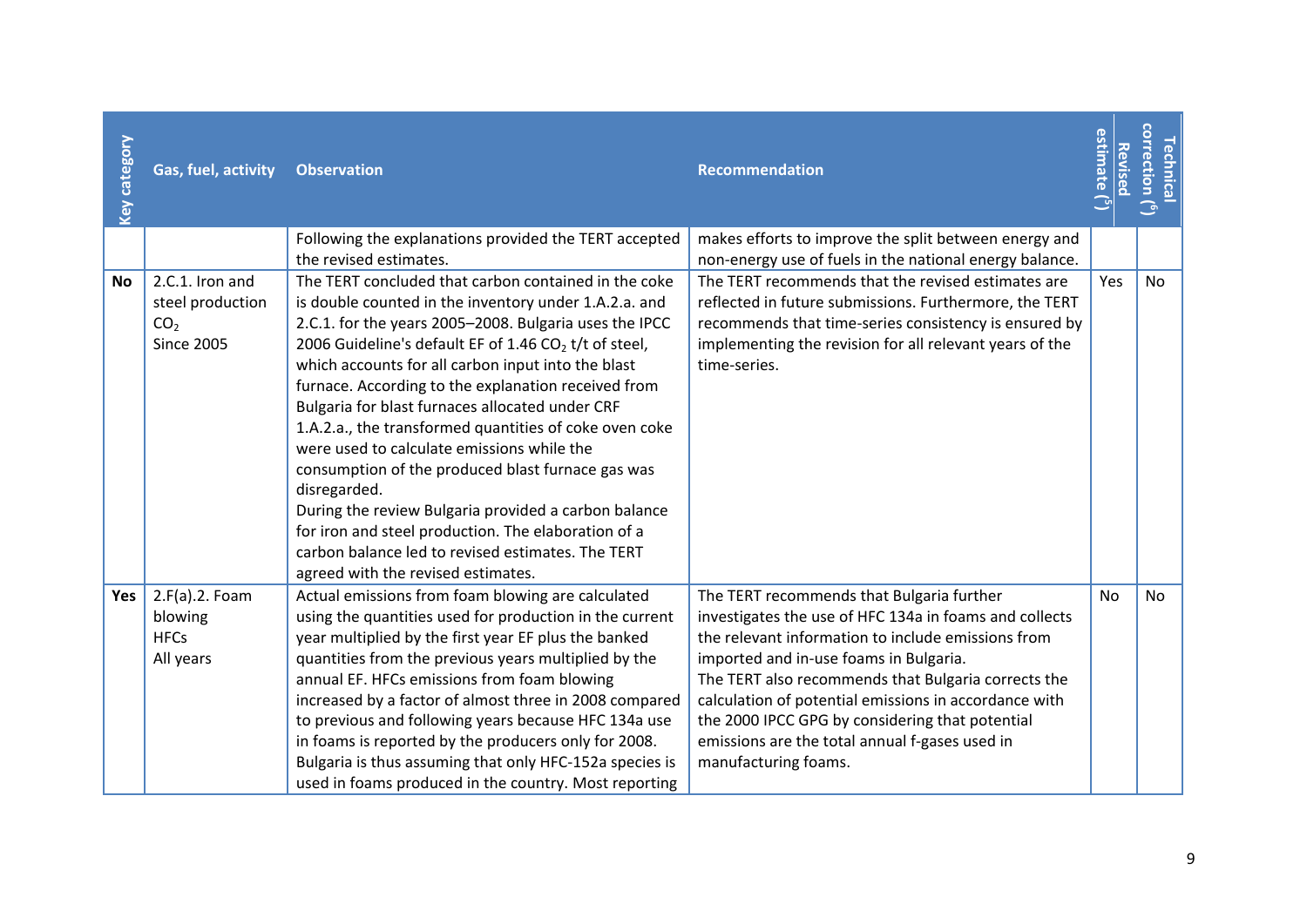| Key category | Gas, fuel, activity | Observation | Recommendation | Revised estimate (5) | Technical correction (6) |
|---|---|---|---|---|---|
| | | Following the explanations provided the TERT accepted the revised estimates. | makes efforts to improve the split between energy and non-energy use of fuels in the national energy balance. | | |
| **No** | 2.C.1. Iron and steel production $CO_2$ Since 2005 | The TERT concluded that carbon contained in the coke is double counted in the inventory under 1.A.2.a. and 2.C.1. for the years 2005–2008. Bulgaria uses the IPCC 2006 Guideline's default EF of 1.46 $CO_2$ t/t of steel, which accounts for all carbon input into the blast furnace. According to the explanation received from Bulgaria for blast furnaces allocated under CRF 1.A.2.a., the transformed quantities of coke oven coke were used to calculate emissions while the consumption of the produced blast furnace gas was disregarded. During the review Bulgaria provided a carbon balance for iron and steel production. The elaboration of a carbon balance led to revised estimates. The TERT agreed with the revised estimates. | The TERT recommends that the revised estimates are reflected in future submissions. Furthermore, the TERT recommends that time-series consistency is ensured by implementing the revision for all relevant years of the time-series. | Yes | No |
| **Yes** | 2.F(a).2. Foam blowing HFCs All years | Actual emissions from foam blowing are calculated using the quantities used for production in the current year multiplied by the first year EF plus the banked quantities from the previous years multiplied by the annual EF. HFCs emissions from foam blowing increased by a factor of almost three in 2008 compared to previous and following years because HFC 134a use in foams is reported by the producers only for 2008. Bulgaria is thus assuming that only HFC-152a species is used in foams produced in the country. Most reporting | The TERT recommends that Bulgaria further investigates the use of HFC 134a in foams and collects the relevant information to include emissions from imported and in-use foams in Bulgaria. The TERT also recommends that Bulgaria corrects the calculation of potential emissions in accordance with the 2000 IPCC GPG by considering that potential emissions are the total annual f-gases used in manufacturing foams. | No | No |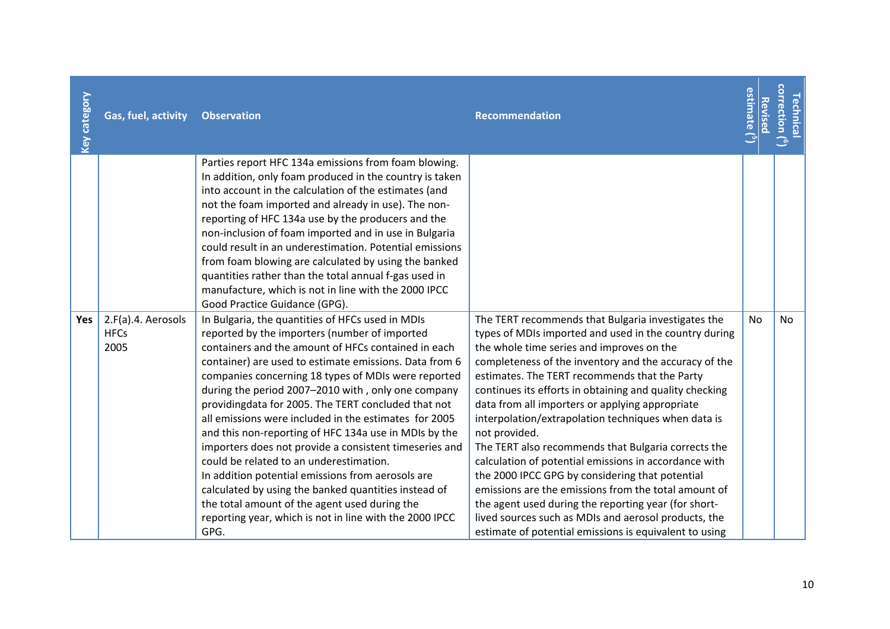| Key category | Gas, fuel, activity | Observation | Recommendation | Revised estimate (5) | Technical correction (6) |
|---|---|---|---|---|---|
| | | Parties report HFC 134a emissions from foam blowing. In addition, only foam produced in the country is taken into account in the calculation of the estimates (and not the foam imported and already in use). The non-reporting of HFC 134a use by the producers and the non-inclusion of foam imported and in use in Bulgaria could result in an underestimation. Potential emissions from foam blowing are calculated by using the banked quantities rather than the total annual f-gas used in manufacture, which is not in line with the 2000 IPCC Good Practice Guidance (GPG). | | | |
| **Yes** | 2.F(a).4. Aerosols HFCs 2005 | In Bulgaria, the quantities of HFCs used in MDIs reported by the importers (number of imported containers and the amount of HFCs contained in each container) are used to estimate emissions. Data from 6 companies concerning 18 types of MDIs were reported during the period 2007–2010 with , only one company providingdata for 2005. The TERT concluded that not all emissions were included in the estimates for 2005 and this non-reporting of HFC 134a use in MDIs by the importers does not provide a consistent timeseries and could be related to an underestimation.<br>In addition potential emissions from aerosols are calculated by using the banked quantities instead of the total amount of the agent used during the reporting year, which is not in line with the 2000 IPCC GPG. | The TERT recommends that Bulgaria investigates the types of MDIs imported and used in the country during the whole time series and improves on the completeness of the inventory and the accuracy of the estimates. The TERT recommends that the Party continues its efforts in obtaining and quality checking data from all importers or applying appropriate interpolation/extrapolation techniques when data is not provided.<br>The TERT also recommends that Bulgaria corrects the calculation of potential emissions in accordance with the 2000 IPCC GPG by considering that potential emissions are the emissions from the total amount of the agent used during the reporting year (for short-lived sources such as MDIs and aerosol products, the estimate of potential emissions is equivalent to using | No | No |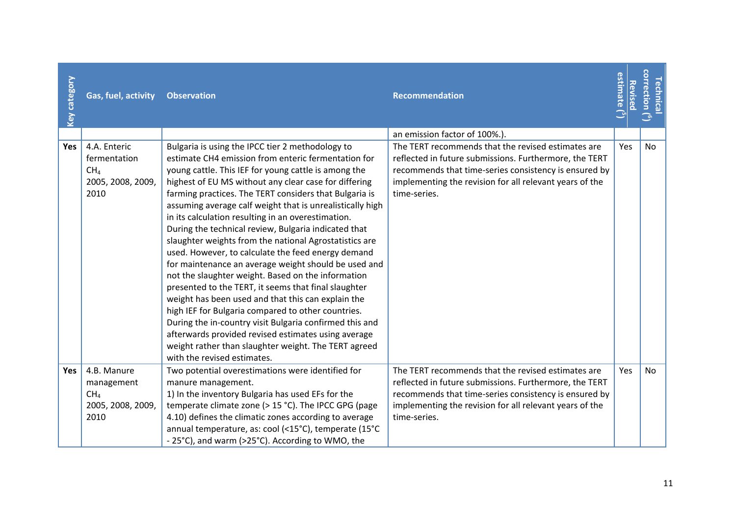| Key category | Gas, fuel, activity | Observation | Recommendation | Revised estimate (5) | Technical correction (6) |
|---|---|---|---|---|---|
| | | | an emission factor of 100%.). | | |
| **Yes** | 4.A. Enteric fermentation $CH_4$ 2005, 2008, 2009, 2010 | Bulgaria is using the IPCC tier 2 methodology to estimate CH4 emission from enteric fermentation for young cattle. This IEF for young cattle is among the highest of EU MS without any clear case for differing farming practices. The TERT considers that Bulgaria is assuming average calf weight that is unrealistically high in its calculation resulting in an overestimation. During the technical review, Bulgaria indicated that slaughter weights from the national Agrostatistics are used. However, to calculate the feed energy demand for maintenance an average weight should be used and not the slaughter weight. Based on the information presented to the TERT, it seems that final slaughter weight has been used and that this can explain the high IEF for Bulgaria compared to other countries. During the in-country visit Bulgaria confirmed this and afterwards provided revised estimates using average weight rather than slaughter weight. The TERT agreed with the revised estimates. | The TERT recommends that the revised estimates are reflected in future submissions. Furthermore, the TERT recommends that time-series consistency is ensured by implementing the revision for all relevant years of the time-series. | Yes | No |
| **Yes** | 4.B. Manure management $CH_4$ 2005, 2008, 2009, 2010 | Two potential overestimations were identified for manure management.<br>1) In the inventory Bulgaria has used EFs for the temperate climate zone (> 15 °C). The IPCC GPG (page 4.10) defines the climatic zones according to average annual temperature, as: cool (<15°C), temperate (15°C - 25°C), and warm (>25°C). According to WMO, the | The TERT recommends that the revised estimates are reflected in future submissions. Furthermore, the TERT recommends that time-series consistency is ensured by implementing the revision for all relevant years of the time-series. | Yes | No |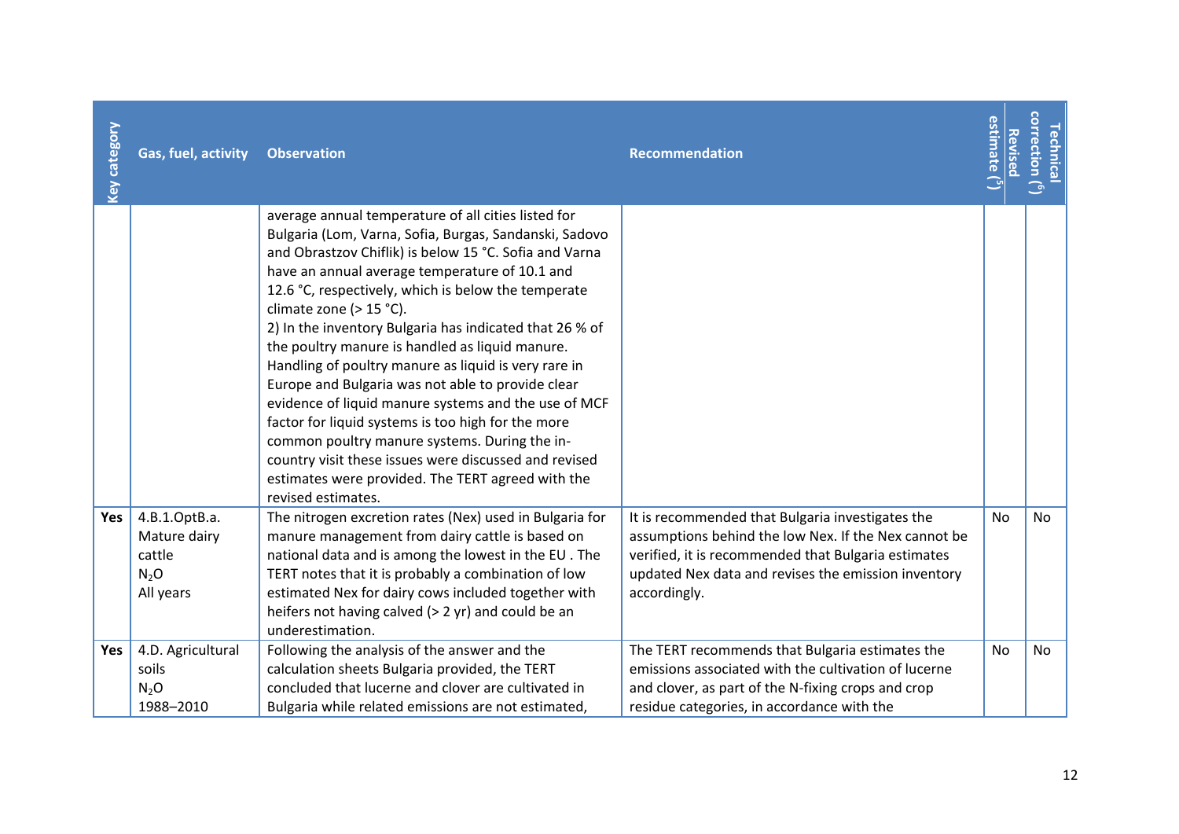| Key category | Gas, fuel, activity | Observation | Recommendation | Revised estimate ([5]) | Technical correction ([6]) |
|---|---|---|---|---|---|
| | | average annual temperature of all cities listed for Bulgaria (Lom, Varna, Sofia, Burgas, Sandanski, Sadovo and Obrastzov Chiflik) is below 15 °C. Sofia and Varna have an annual average temperature of 10.1 and 12.6 °C, respectively, which is below the temperate climate zone (> 15 °C).<br>2) In the inventory Bulgaria has indicated that 26 % of the poultry manure is handled as liquid manure. Handling of poultry manure as liquid is very rare in Europe and Bulgaria was not able to provide clear evidence of liquid manure systems and the use of MCF factor for liquid systems is too high for the more common poultry manure systems. During the in-country visit these issues were discussed and revised estimates were provided. The TERT agreed with the revised estimates. | | | |
| **Yes** | 4.B.1.OptB.a. Mature dairy cattle<br>$N_2O$<br>All years | The nitrogen excretion rates (Nex) used in Bulgaria for manure management from dairy cattle is based on national data and is among the lowest in the EU . The TERT notes that it is probably a combination of low estimated Nex for dairy cows included together with heifers not having calved (> 2 yr) and could be an underestimation. | It is recommended that Bulgaria investigates the assumptions behind the low Nex. If the Nex cannot be verified, it is recommended that Bulgaria estimates updated Nex data and revises the emission inventory accordingly. | No | No |
| **Yes** | 4.D. Agricultural soils<br>$N_2O$<br>1988–2010 | Following the analysis of the answer and the calculation sheets Bulgaria provided, the TERT concluded that lucerne and clover are cultivated in Bulgaria while related emissions are not estimated, | The TERT recommends that Bulgaria estimates the emissions associated with the cultivation of lucerne and clover, as part of the N-fixing crops and crop residue categories, in accordance with the | No | No |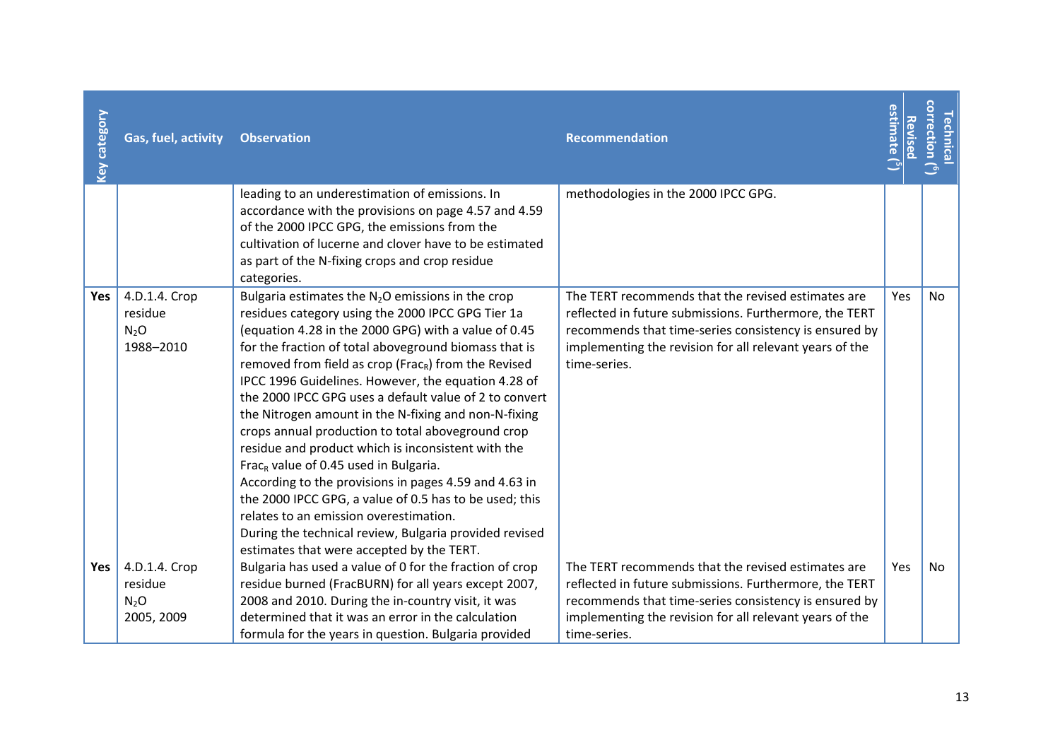| Key category | Gas, fuel, activity | Observation | Recommendation | Revised estimate (5) | Technical correction (6) |
|---|---|---|---|---|---|
| | | leading to an underestimation of emissions. In accordance with the provisions on page 4.57 and 4.59 of the 2000 IPCC GPG, the emissions from the cultivation of lucerne and clover have to be estimated as part of the N-fixing crops and crop residue categories. | methodologies in the 2000 IPCC GPG. | | |
| Yes | 4.D.1.4. Crop residue $N_2O$ 1988–2010 | Bulgaria estimates the $N_2O$ emissions in the crop residues category using the 2000 IPCC GPG Tier 1a (equation 4.28 in the 2000 GPG) with a value of 0.45 for the fraction of total aboveground biomass that is removed from field as crop ($Frac_R$) from the Revised IPCC 1996 Guidelines. However, the equation 4.28 of the 2000 IPCC GPG uses a default value of 2 to convert the Nitrogen amount in the N-fixing and non-N-fixing crops annual production to total aboveground crop residue and product which is inconsistent with the $Frac_R$ value of 0.45 used in Bulgaria.<br>According to the provisions in pages 4.59 and 4.63 in the 2000 IPCC GPG, a value of 0.5 has to be used; this relates to an emission overestimation.<br>During the technical review, Bulgaria provided revised estimates that were accepted by the TERT. | The TERT recommends that the revised estimates are reflected in future submissions. Furthermore, the TERT recommends that time-series consistency is ensured by implementing the revision for all relevant years of the time-series. | Yes | No |
| Yes | 4.D.1.4. Crop residue $N_2O$ 2005, 2009 | Bulgaria has used a value of 0 for the fraction of crop residue burned (FracBURN) for all years except 2007, 2008 and 2010. During the in-country visit, it was determined that it was an error in the calculation formula for the years in question. Bulgaria provided | The TERT recommends that the revised estimates are reflected in future submissions. Furthermore, the TERT recommends that time-series consistency is ensured by implementing the revision for all relevant years of the time-series. | Yes | No |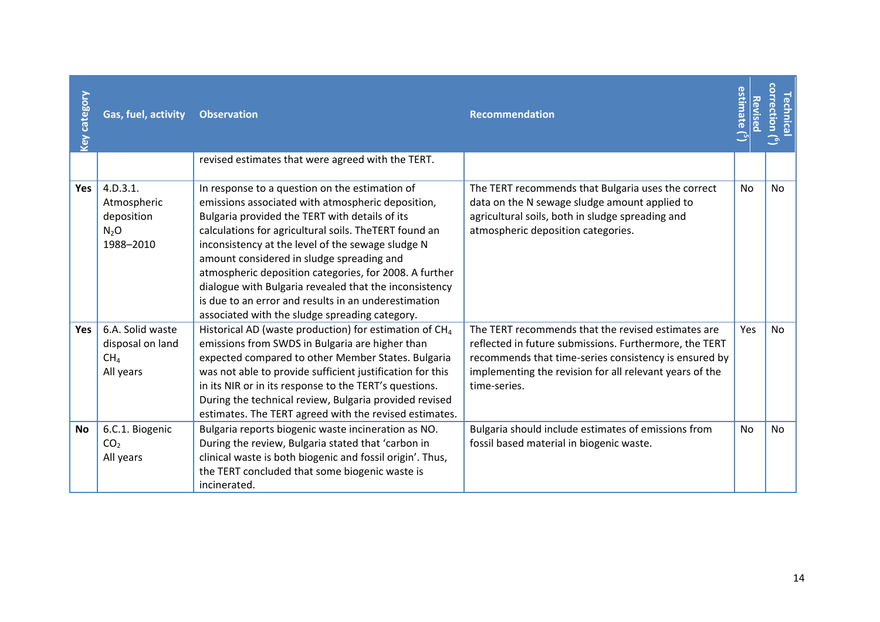| Key category | Gas, fuel, activity | Observation | Recommendation | Revised estimate [5] | Technical correction [6] |
|---|---|---|---|---|---|
| | | revised estimates that were agreed with the TERT. | | | |
| Yes | 4.D.3.1. Atmospheric deposition $N_2O$ 1988–2010 | In response to a question on the estimation of emissions associated with atmospheric deposition, Bulgaria provided the TERT with details of its calculations for agricultural soils. TheTERT found an inconsistency at the level of the sewage sludge N amount considered in sludge spreading and atmospheric deposition categories, for 2008. A further dialogue with Bulgaria revealed that the inconsistency is due to an error and results in an underestimation associated with the sludge spreading category. | The TERT recommends that Bulgaria uses the correct data on the N sewage sludge amount applied to agricultural soils, both in sludge spreading and atmospheric deposition categories. | No | No |
| Yes | 6.A. Solid waste disposal on land $CH_4$ All years | Historical AD (waste production) for estimation of $CH_4$ emissions from SWDS in Bulgaria are higher than expected compared to other Member States. Bulgaria was not able to provide sufficient justification for this in its NIR or in its response to the TERT's questions. During the technical review, Bulgaria provided revised estimates. The TERT agreed with the revised estimates. | The TERT recommends that the revised estimates are reflected in future submissions. Furthermore, the TERT recommends that time-series consistency is ensured by implementing the revision for all relevant years of the time-series. | Yes | No |
| No | 6.C.1. Biogenic $CO_2$ All years | Bulgaria reports biogenic waste incineration as NO. During the review, Bulgaria stated that 'carbon in clinical waste is both biogenic and fossil origin'. Thus, the TERT concluded that some biogenic waste is incinerated. | Bulgaria should include estimates of emissions from fossil based material in biogenic waste. | No | No |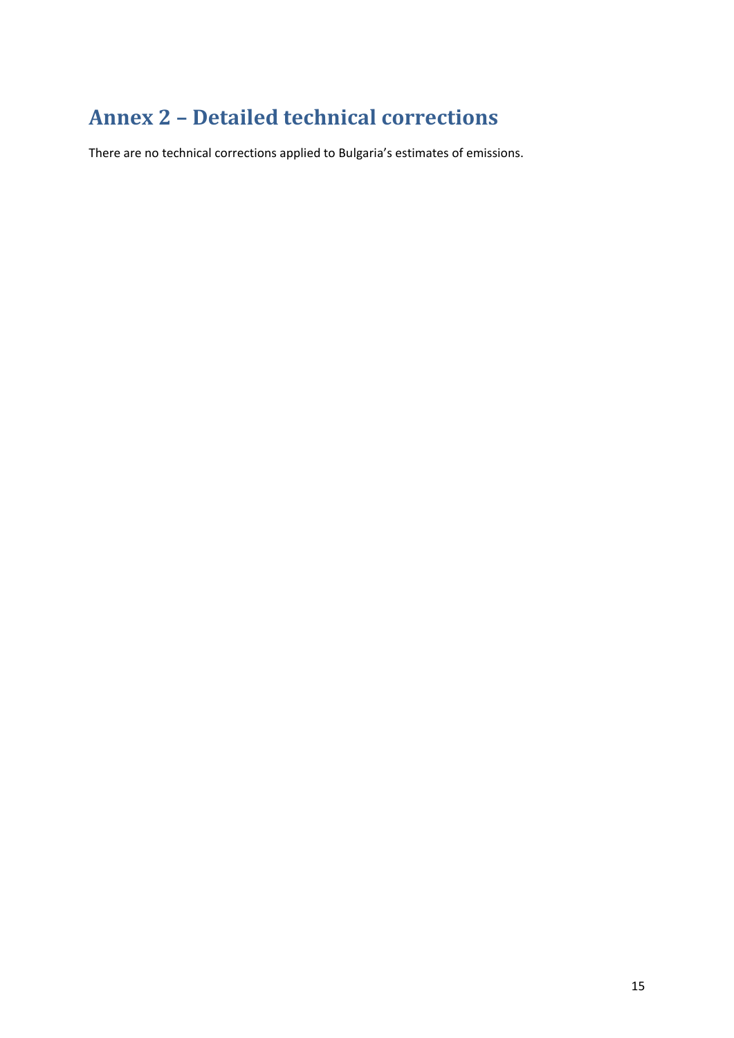# Annex 2 – Detailed technical corrections

There are no technical corrections applied to Bulgaria's estimates of emissions.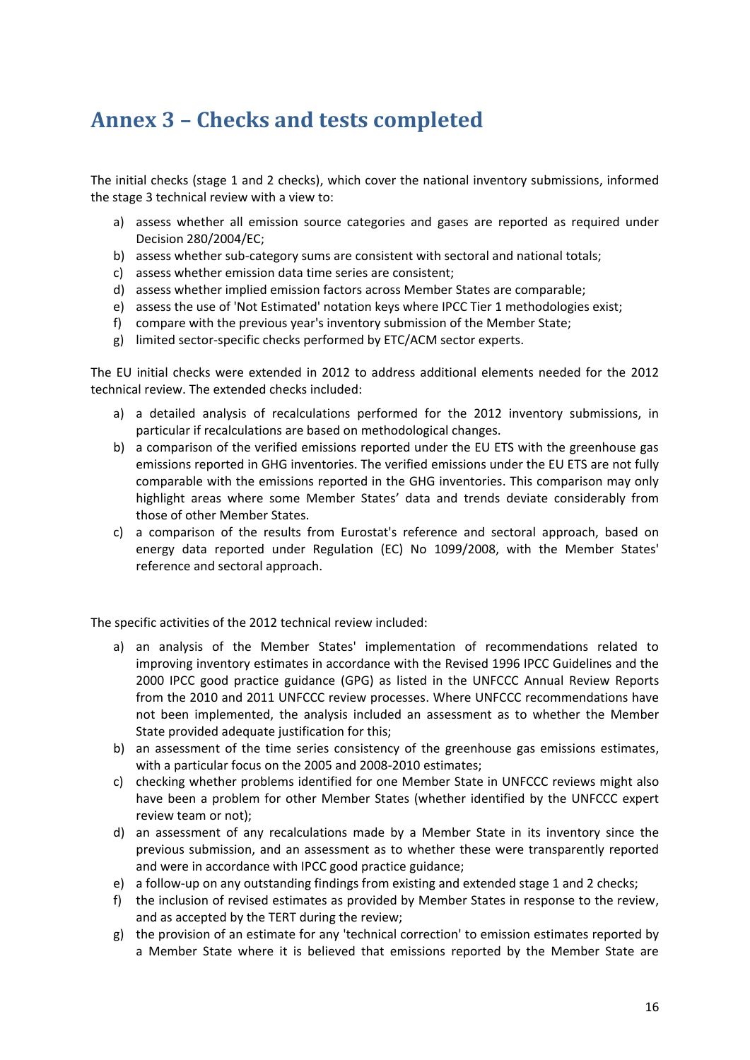# Annex 3 – Checks and tests completed

The initial checks (stage 1 and 2 checks), which cover the national inventory submissions, informed the stage 3 technical review with a view to:

a) assess whether all emission source categories and gases are reported as required under Decision 280/2004/EC;
b) assess whether sub-category sums are consistent with sectoral and national totals;
c) assess whether emission data time series are consistent;
d) assess whether implied emission factors across Member States are comparable;
e) assess the use of 'Not Estimated' notation keys where IPCC Tier 1 methodologies exist;
f) compare with the previous year's inventory submission of the Member State;
g) limited sector-specific checks performed by ETC/ACM sector experts.

The EU initial checks were extended in 2012 to address additional elements needed for the 2012 technical review. The extended checks included:

a) a detailed analysis of recalculations performed for the 2012 inventory submissions, in particular if recalculations are based on methodological changes.
b) a comparison of the verified emissions reported under the EU ETS with the greenhouse gas emissions reported in GHG inventories. The verified emissions under the EU ETS are not fully comparable with the emissions reported in the GHG inventories. This comparison may only highlight areas where some Member States' data and trends deviate considerably from those of other Member States.
c) a comparison of the results from Eurostat's reference and sectoral approach, based on energy data reported under Regulation (EC) No 1099/2008, with the Member States' reference and sectoral approach.

The specific activities of the 2012 technical review included:

a) an analysis of the Member States' implementation of recommendations related to improving inventory estimates in accordance with the Revised 1996 IPCC Guidelines and the 2000 IPCC good practice guidance (GPG) as listed in the UNFCCC Annual Review Reports from the 2010 and 2011 UNFCCC review processes. Where UNFCCC recommendations have not been implemented, the analysis included an assessment as to whether the Member State provided adequate justification for this;
b) an assessment of the time series consistency of the greenhouse gas emissions estimates, with a particular focus on the 2005 and 2008-2010 estimates;
c) checking whether problems identified for one Member State in UNFCCC reviews might also have been a problem for other Member States (whether identified by the UNFCCC expert review team or not);
d) an assessment of any recalculations made by a Member State in its inventory since the previous submission, and an assessment as to whether these were transparently reported and were in accordance with IPCC good practice guidance;
e) a follow-up on any outstanding findings from existing and extended stage 1 and 2 checks;
f) the inclusion of revised estimates as provided by Member States in response to the review, and as accepted by the TERT during the review;
g) the provision of an estimate for any 'technical correction' to emission estimates reported by a Member State where it is believed that emissions reported by the Member State are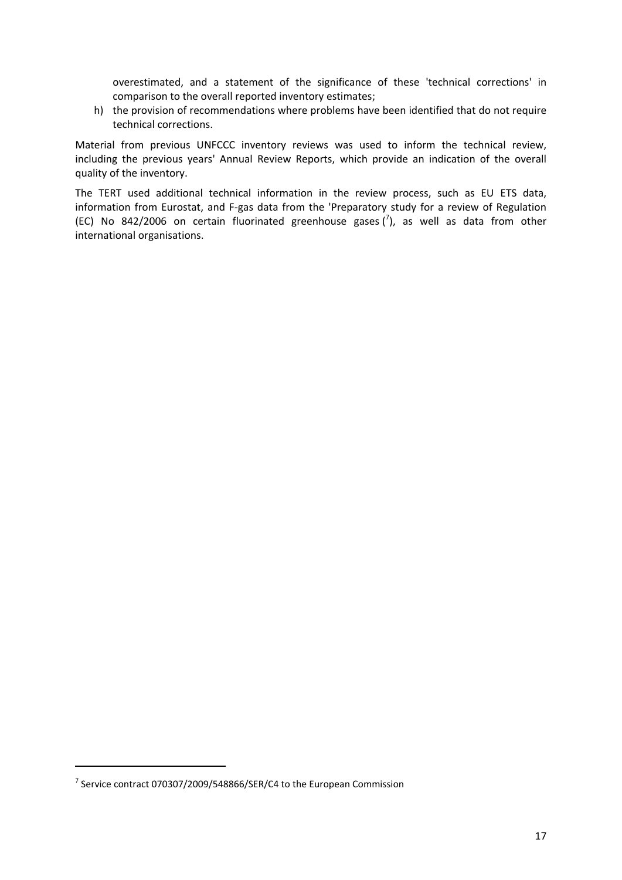overestimated, and a statement of the significance of these 'technical corrections' in comparison to the overall reported inventory estimates;

h) the provision of recommendations where problems have been identified that do not require technical corrections.

Material from previous UNFCCC inventory reviews was used to inform the technical review, including the previous years' Annual Review Reports, which provide an indication of the overall quality of the inventory.

The TERT used additional technical information in the review process, such as EU ETS data, information from Eurostat, and F-gas data from the 'Preparatory study for a review of Regulation (EC) No 842/2006 on certain fluorinated greenhouse gases ([7]), as well as data from other international organisations.

[7] Service contract 070307/2009/548866/SER/C4 to the European Commission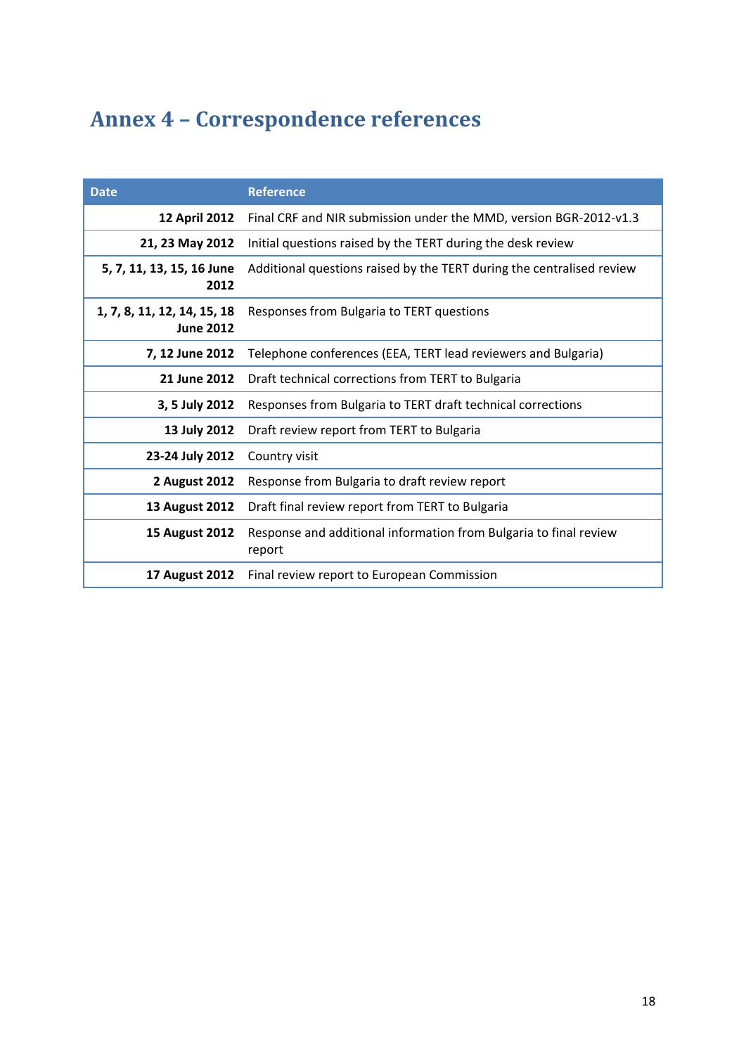# Annex 4 – Correspondence references

| Date | Reference |
| --- | --- |
| **12 April 2012** | Final CRF and NIR submission under the MMD, version BGR-2012-v1.3 |
| **21, 23 May 2012** | Initial questions raised by the TERT during the desk review |
| **5, 7, 11, 13, 15, 16 June 2012** | Additional questions raised by the TERT during the centralised review |
| **1, 7, 8, 11, 12, 14, 15, 18 June 2012** | Responses from Bulgaria to TERT questions |
| **7, 12 June 2012** | Telephone conferences (EEA, TERT lead reviewers and Bulgaria) |
| **21 June 2012** | Draft technical corrections from TERT to Bulgaria |
| **3, 5 July 2012** | Responses from Bulgaria to TERT draft technical corrections |
| **13 July 2012** | Draft review report from TERT to Bulgaria |
| **23-24 July 2012** | Country visit |
| **2 August 2012** | Response from Bulgaria to draft review report |
| **13 August 2012** | Draft final review report from TERT to Bulgaria |
| **15 August 2012** | Response and additional information from Bulgaria to final review report |
| **17 August 2012** | Final review report to European Commission |